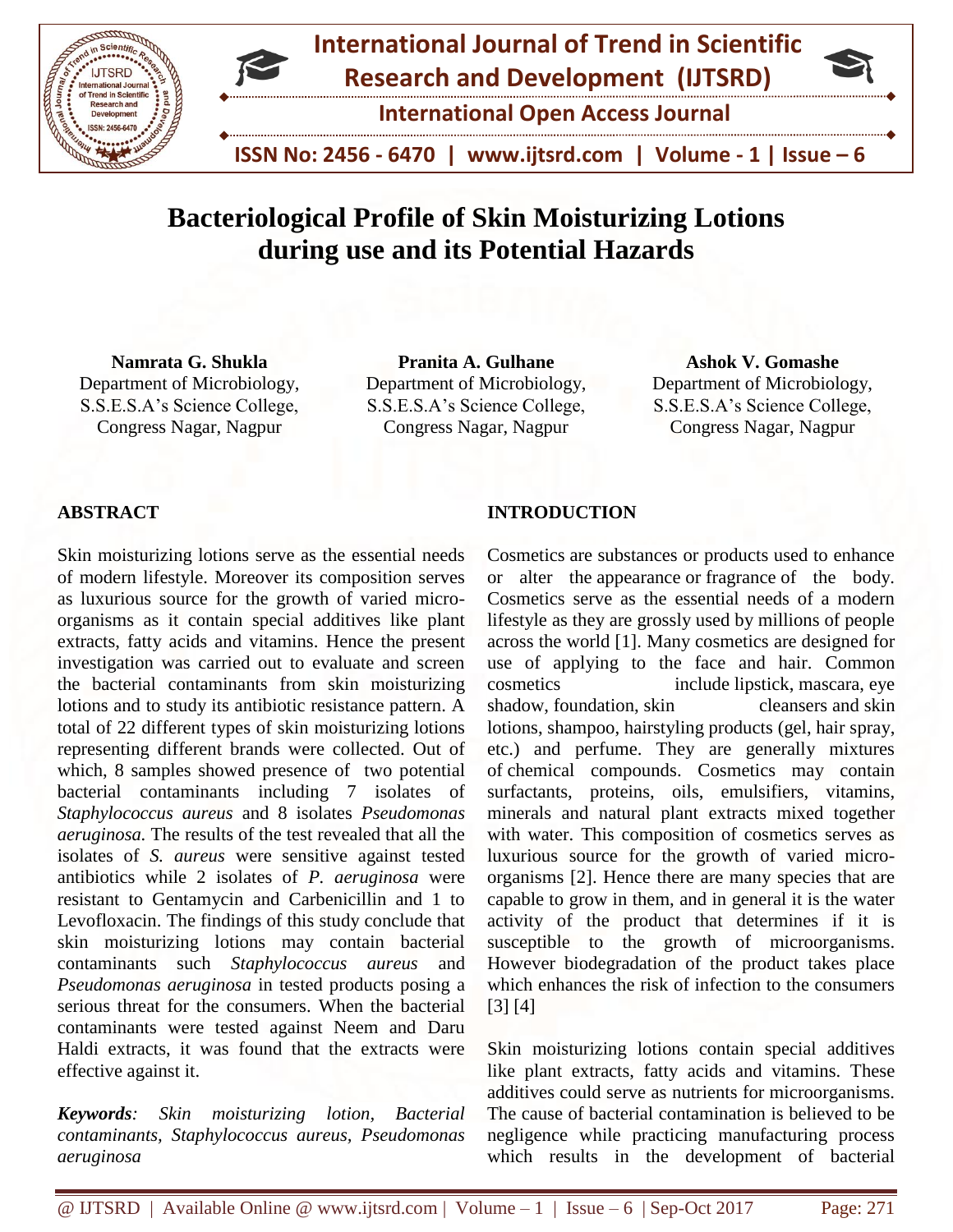# Bacteriological Profile of Skin Moisturizing Lotions during use and its Potential Hazards

**Namrata G. Shukla**
Department of Microbiology,
S.S.E.S.A's Science College,
Congress Nagar, Nagpur

**Pranita A. Gulhane**
Department of Microbiology,
S.S.E.S.A's Science College,
Congress Nagar, Nagpur

**Ashok V. Gomashe**
Department of Microbiology,
S.S.E.S.A's Science College,
Congress Nagar, Nagpur

## ABSTRACT

Skin moisturizing lotions serve as the essential needs of modern lifestyle. Moreover its composition serves as luxurious source for the growth of varied micro-organisms as it contain special additives like plant extracts, fatty acids and vitamins. Hence the present investigation was carried out to evaluate and screen the bacterial contaminants from skin moisturizing lotions and to study its antibiotic resistance pattern. A total of 22 different types of skin moisturizing lotions representing different brands were collected. Out of which, 8 samples showed presence of two potential bacterial contaminants including 7 isolates of *Staphylococcus aureus* and 8 isolates *Pseudomonas aeruginosa.* The results of the test revealed that all the isolates of *S. aureus* were sensitive against tested antibiotics while 2 isolates of *P. aeruginosa* were resistant to Gentamycin and Carbenicillin and 1 to Levofloxacin. The findings of this study conclude that skin moisturizing lotions may contain bacterial contaminants such *Staphylococcus aureus* and *Pseudomonas aeruginosa* in tested products posing a serious threat for the consumers. When the bacterial contaminants were tested against Neem and Daru Haldi extracts, it was found that the extracts were effective against it.

***Keywords**: Skin moisturizing lotion, Bacterial contaminants, Staphylococcus aureus, Pseudomonas aeruginosa*

## INTRODUCTION

Cosmetics are substances or products used to enhance or alter the appearance or fragrance of the body. Cosmetics serve as the essential needs of a modern lifestyle as they are grossly used by millions of people across the world [1]. Many cosmetics are designed for use of applying to the face and hair. Common cosmetics include lipstick, mascara, eye shadow, foundation, skin cleansers and skin lotions, shampoo, hairstyling products (gel, hair spray, etc.) and perfume. They are generally mixtures of chemical compounds. Cosmetics may contain surfactants, proteins, oils, emulsifiers, vitamins, minerals and natural plant extracts mixed together with water. This composition of cosmetics serves as luxurious source for the growth of varied micro-organisms [2]. Hence there are many species that are capable to grow in them, and in general it is the water activity of the product that determines if it is susceptible to the growth of microorganisms. However biodegradation of the product takes place which enhances the risk of infection to the consumers [3] [4]

Skin moisturizing lotions contain special additives like plant extracts, fatty acids and vitamins. These additives could serve as nutrients for microorganisms. The cause of bacterial contamination is believed to be negligence while practicing manufacturing process which results in the development of bacterial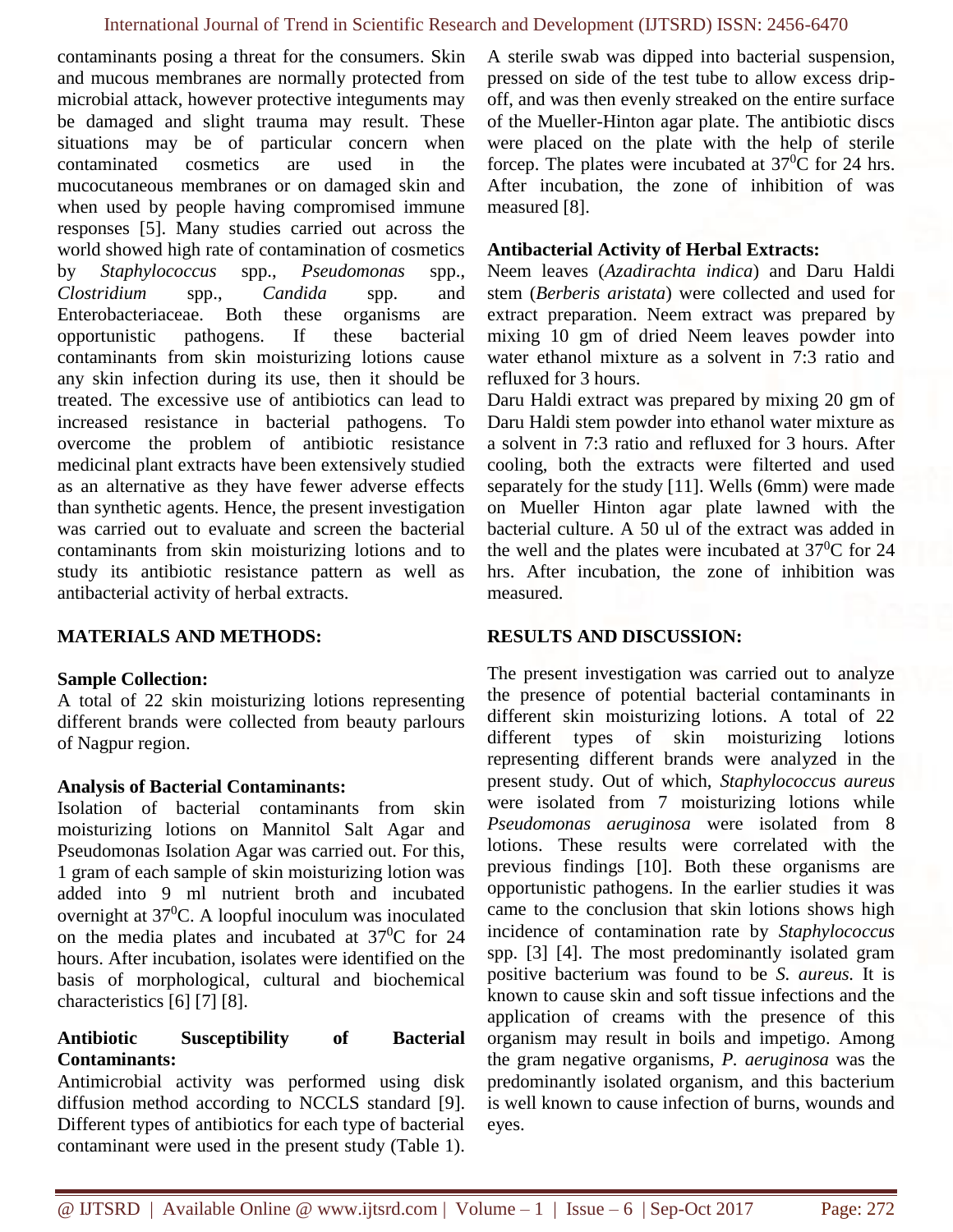contaminants posing a threat for the consumers. Skin and mucous membranes are normally protected from microbial attack, however protective integuments may be damaged and slight trauma may result. These situations may be of particular concern when contaminated cosmetics are used in the mucocutaneous membranes or on damaged skin and when used by people having compromised immune responses [5]. Many studies carried out across the world showed high rate of contamination of cosmetics by *Staphylococcus* spp., *Pseudomonas* spp., *Clostridium* spp., *Candida* spp. and Enterobacteriaceae. Both these organisms are opportunistic pathogens. If these bacterial contaminants from skin moisturizing lotions cause any skin infection during its use, then it should be treated. The excessive use of antibiotics can lead to increased resistance in bacterial pathogens. To overcome the problem of antibiotic resistance medicinal plant extracts have been extensively studied as an alternative as they have fewer adverse effects than synthetic agents. Hence, the present investigation was carried out to evaluate and screen the bacterial contaminants from skin moisturizing lotions and to study its antibiotic resistance pattern as well as antibacterial activity of herbal extracts.

## MATERIALS AND METHODS:

### Sample Collection:

A total of 22 skin moisturizing lotions representing different brands were collected from beauty parlours of Nagpur region.

### Analysis of Bacterial Contaminants:

Isolation of bacterial contaminants from skin moisturizing lotions on Mannitol Salt Agar and Pseudomonas Isolation Agar was carried out. For this, 1 gram of each sample of skin moisturizing lotion was added into 9 ml nutrient broth and incubated overnight at $37^0$C. A loopful inoculum was inoculated on the media plates and incubated at $37^0$C for 24 hours. After incubation, isolates were identified on the basis of morphological, cultural and biochemical characteristics [6] [7] [8].

### Antibiotic Susceptibility of Bacterial Contaminants:

Antimicrobial activity was performed using disk diffusion method according to NCCLS standard [9]. Different types of antibiotics for each type of bacterial contaminant were used in the present study (Table 1). A sterile swab was dipped into bacterial suspension, pressed on side of the test tube to allow excess drip-off, and was then evenly streaked on the entire surface of the Mueller-Hinton agar plate. The antibiotic discs were placed on the plate with the help of sterile forcep. The plates were incubated at $37^0$C for 24 hrs. After incubation, the zone of inhibition of was measured [8].

### Antibacterial Activity of Herbal Extracts:

Neem leaves (*Azadirachta indica*) and Daru Haldi stem (*Berberis aristata*) were collected and used for extract preparation. Neem extract was prepared by mixing 10 gm of dried Neem leaves powder into water ethanol mixture as a solvent in 7:3 ratio and refluxed for 3 hours.

Daru Haldi extract was prepared by mixing 20 gm of Daru Haldi stem powder into ethanol water mixture as a solvent in 7:3 ratio and refluxed for 3 hours. After cooling, both the extracts were filterted and used separately for the study [11]. Wells (6mm) were made on Mueller Hinton agar plate lawned with the bacterial culture. A 50 ul of the extract was added in the well and the plates were incubated at $37^0$C for 24 hrs. After incubation, the zone of inhibition was measured.

## RESULTS AND DISCUSSION:

The present investigation was carried out to analyze the presence of potential bacterial contaminants in different skin moisturizing lotions. A total of 22 different types of skin moisturizing lotions representing different brands were analyzed in the present study. Out of which, *Staphylococcus aureus* were isolated from 7 moisturizing lotions while *Pseudomonas aeruginosa* were isolated from 8 lotions. These results were correlated with the previous findings [10]. Both these organisms are opportunistic pathogens. In the earlier studies it was came to the conclusion that skin lotions shows high incidence of contamination rate by *Staphylococcus* spp. [3] [4]. The most predominantly isolated gram positive bacterium was found to be *S. aureus.* It is known to cause skin and soft tissue infections and the application of creams with the presence of this organism may result in boils and impetigo. Among the gram negative organisms, *P. aeruginosa* was the predominantly isolated organism, and this bacterium is well known to cause infection of burns, wounds and eyes.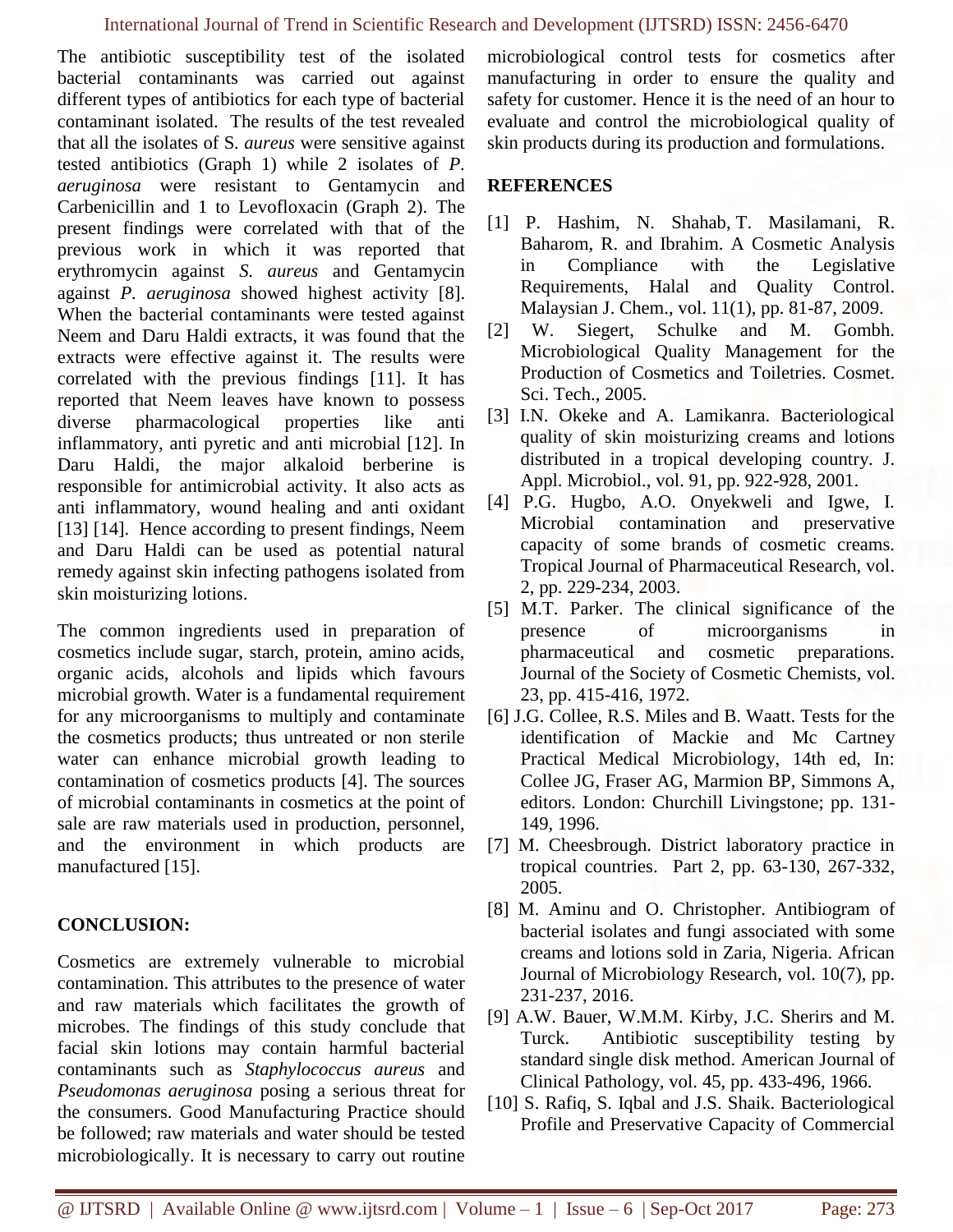The antibiotic susceptibility test of the isolated bacterial contaminants was carried out against different types of antibiotics for each type of bacterial contaminant isolated. The results of the test revealed that all the isolates of S. *aureus* were sensitive against tested antibiotics (Graph 1) while 2 isolates of *P. aeruginosa* were resistant to Gentamycin and Carbenicillin and 1 to Levofloxacin (Graph 2). The present findings were correlated with that of the previous work in which it was reported that erythromycin against *S. aureus* and Gentamycin against *P. aeruginosa* showed highest activity [8]. When the bacterial contaminants were tested against Neem and Daru Haldi extracts, it was found that the extracts were effective against it. The results were correlated with the previous findings [11]. It has reported that Neem leaves have known to possess diverse pharmacological properties like anti inflammatory, anti pyretic and anti microbial [12]. In Daru Haldi, the major alkaloid berberine is responsible for antimicrobial activity. It also acts as anti inflammatory, wound healing and anti oxidant [13] [14]. Hence according to present findings, Neem and Daru Haldi can be used as potential natural remedy against skin infecting pathogens isolated from skin moisturizing lotions.

The common ingredients used in preparation of cosmetics include sugar, starch, protein, amino acids, organic acids, alcohols and lipids which favours microbial growth. Water is a fundamental requirement for any microorganisms to multiply and contaminate the cosmetics products; thus untreated or non sterile water can enhance microbial growth leading to contamination of cosmetics products [4]. The sources of microbial contaminants in cosmetics at the point of sale are raw materials used in production, personnel, and the environment in which products are manufactured [15].

## CONCLUSION:

Cosmetics are extremely vulnerable to microbial contamination. This attributes to the presence of water and raw materials which facilitates the growth of microbes. The findings of this study conclude that facial skin lotions may contain harmful bacterial contaminants such as *Staphylococcus aureus* and *Pseudomonas aeruginosa* posing a serious threat for the consumers. Good Manufacturing Practice should be followed; raw materials and water should be tested microbiologically. It is necessary to carry out routine microbiological control tests for cosmetics after manufacturing in order to ensure the quality and safety for customer. Hence it is the need of an hour to evaluate and control the microbiological quality of skin products during its production and formulations.

## REFERENCES

[1] P. Hashim, N. Shahab, T. Masilamani, R. Baharom, R. and Ibrahim. A Cosmetic Analysis in Compliance with the Legislative Requirements, Halal and Quality Control. Malaysian J. Chem., vol. 11(1), pp. 81-87, 2009.

[2] W. Siegert, Schulke and M. Gombh. Microbiological Quality Management for the Production of Cosmetics and Toiletries. Cosmet. Sci. Tech., 2005.

[3] I.N. Okeke and A. Lamikanra. Bacteriological quality of skin moisturizing creams and lotions distributed in a tropical developing country. J. Appl. Microbiol., vol. 91, pp. 922-928, 2001.

[4] P.G. Hugbo, A.O. Onyekweli and Igwe, I. Microbial contamination and preservative capacity of some brands of cosmetic creams. Tropical Journal of Pharmaceutical Research, vol. 2, pp. 229-234, 2003.

[5] M.T. Parker. The clinical significance of the presence of microorganisms in pharmaceutical and cosmetic preparations. Journal of the Society of Cosmetic Chemists, vol. 23, pp. 415-416, 1972.

[6] J.G. Collee, R.S. Miles and B. Waatt. Tests for the identification of Mackie and Mc Cartney Practical Medical Microbiology, 14th ed, In: Collee JG, Fraser AG, Marmion BP, Simmons A, editors. London: Churchill Livingstone; pp. 131-149, 1996.

[7] M. Cheesbrough. District laboratory practice in tropical countries. Part 2, pp. 63-130, 267-332, 2005.

[8] M. Aminu and O. Christopher. Antibiogram of bacterial isolates and fungi associated with some creams and lotions sold in Zaria, Nigeria. African Journal of Microbiology Research, vol. 10(7), pp. 231-237, 2016.

[9] A.W. Bauer, W.M.M. Kirby, J.C. Sherirs and M. Turck. Antibiotic susceptibility testing by standard single disk method. American Journal of Clinical Pathology, vol. 45, pp. 433-496, 1966.

[10] S. Rafiq, S. Iqbal and J.S. Shaik. Bacteriological Profile and Preservative Capacity of Commercial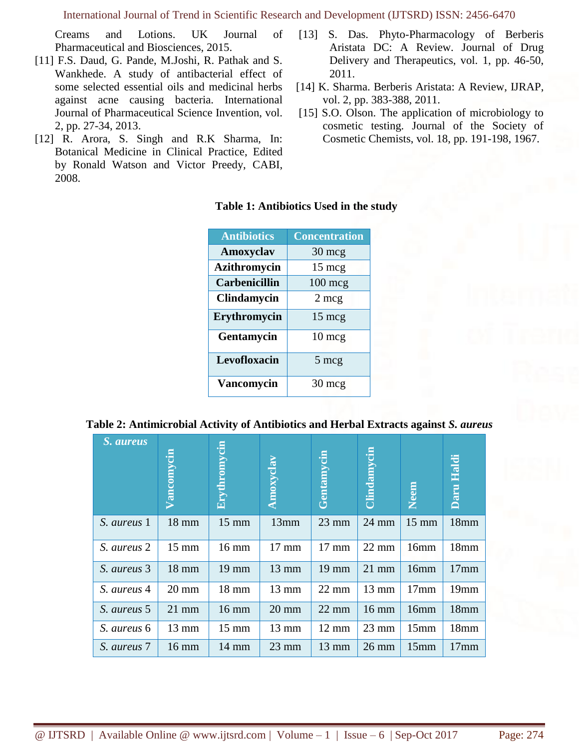Creams and Lotions. UK Journal of Pharmaceutical and Biosciences, 2015.

[11] F.S. Daud, G. Pande, M.Joshi, R. Pathak and S. Wankhede. A study of antibacterial effect of some selected essential oils and medicinal herbs against acne causing bacteria. International Journal of Pharmaceutical Science Invention, vol. 2, pp. 27-34, 2013.

[12] R. Arora, S. Singh and R.K Sharma, In: Botanical Medicine in Clinical Practice, Edited by Ronald Watson and Victor Preedy, CABI, 2008.

[13] S. Das. Phyto-Pharmacology of Berberis Aristata DC: A Review. Journal of Drug Delivery and Therapeutics, vol. 1, pp. 46-50, 2011.

[14] K. Sharma. Berberis Aristata: A Review, IJRAP, vol. 2, pp. 383-388, 2011.

[15] S.O. Olson. The application of microbiology to cosmetic testing. Journal of the Society of Cosmetic Chemists, vol. 18, pp. 191-198, 1967.

**Table 1: Antibiotics Used in the study**

| Antibiotics | Concentration |
|---|---|
| **Amoxyclav** | 30 mcg |
| **Azithromycin** | 15 mcg |
| **Carbenicillin** | 100 mcg |
| **Clindamycin** | 2 mcg |
| **Erythromycin** | 15 mcg |
| **Gentamycin** | 10 mcg |
| **Levofloxacin** | 5 mcg |
| **Vancomycin** | 30 mcg |

**Table 2: Antimicrobial Activity of Antibiotics and Herbal Extracts against *S. aureus***

| *S. aureus* | Vancomycin | Erythromycin | Amoxyclav | Gentamycin | Clindamycin | Neem | Daru Haldi |
|---|---|---|---|---|---|---|---|
| *S. aureus* 1 | 18 mm | 15 mm | 13mm | 23 mm | 24 mm | 15 mm | 18mm |
| *S. aureus* 2 | 15 mm | 16 mm | 17 mm | 17 mm | 22 mm | 16mm | 18mm |
| *S. aureus* 3 | 18 mm | 19 mm | 13 mm | 19 mm | 21 mm | 16mm | 17mm |
| *S. aureus* 4 | 20 mm | 18 mm | 13 mm | 22 mm | 13 mm | 17mm | 19mm |
| *S. aureus* 5 | 21 mm | 16 mm | 20 mm | 22 mm | 16 mm | 16mm | 18mm |
| *S. aureus* 6 | 13 mm | 15 mm | 13 mm | 12 mm | 23 mm | 15mm | 18mm |
| *S. aureus* 7 | 16 mm | 14 mm | 23 mm | 13 mm | 26 mm | 15mm | 17mm |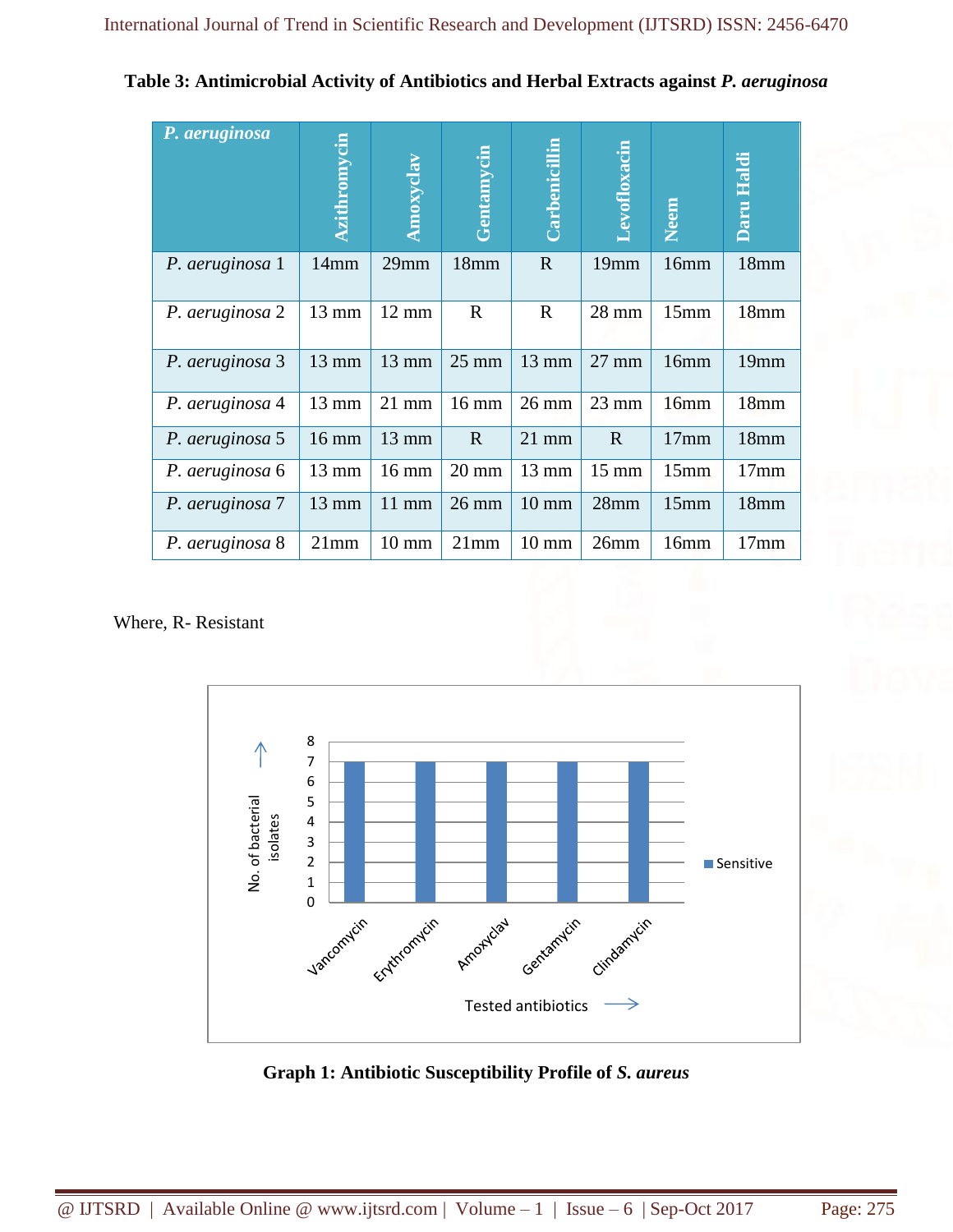**Table 3: Antimicrobial Activity of Antibiotics and Herbal Extracts against *P. aeruginosa***

| *P. aeruginosa* | Azithromycin | Amoxyclav | Gentamycin | Carbenicillin | Levofloxacin | Neem | Daru Haldi |
|---|---|---|---|---|---|---|---|
| *P. aeruginosa* 1 | 14mm | 29mm | 18mm | R | 19mm | 16mm | 18mm |
| *P. aeruginosa* 2 | 13 mm | 12 mm | R | R | 28 mm | 15mm | 18mm |
| *P. aeruginosa* 3 | 13 mm | 13 mm | 25 mm | 13 mm | 27 mm | 16mm | 19mm |
| *P. aeruginosa* 4 | 13 mm | 21 mm | 16 mm | 26 mm | 23 mm | 16mm | 18mm |
| *P. aeruginosa* 5 | 16 mm | 13 mm | R | 21 mm | R | 17mm | 18mm |
| *P. aeruginosa* 6 | 13 mm | 16 mm | 20 mm | 13 mm | 15 mm | 15mm | 17mm |
| *P. aeruginosa* 7 | 13 mm | 11 mm | 26 mm | 10 mm | 28mm | 15mm | 18mm |
| *P. aeruginosa* 8 | 21mm | 10 mm | 21mm | 10 mm | 26mm | 16mm | 17mm |

Where, R- Resistant

| Tested antibiotics | No. of bacterial isolates (Sensitive) |
|---|---|
| Vancomycin | 7 |
| Erythromycin | 7 |
| Amoxyclav | 7 |
| Gentamycin | 7 |
| Clindamycin | 7 |

**Graph 1: Antibiotic Susceptibility Profile of *S. aureus***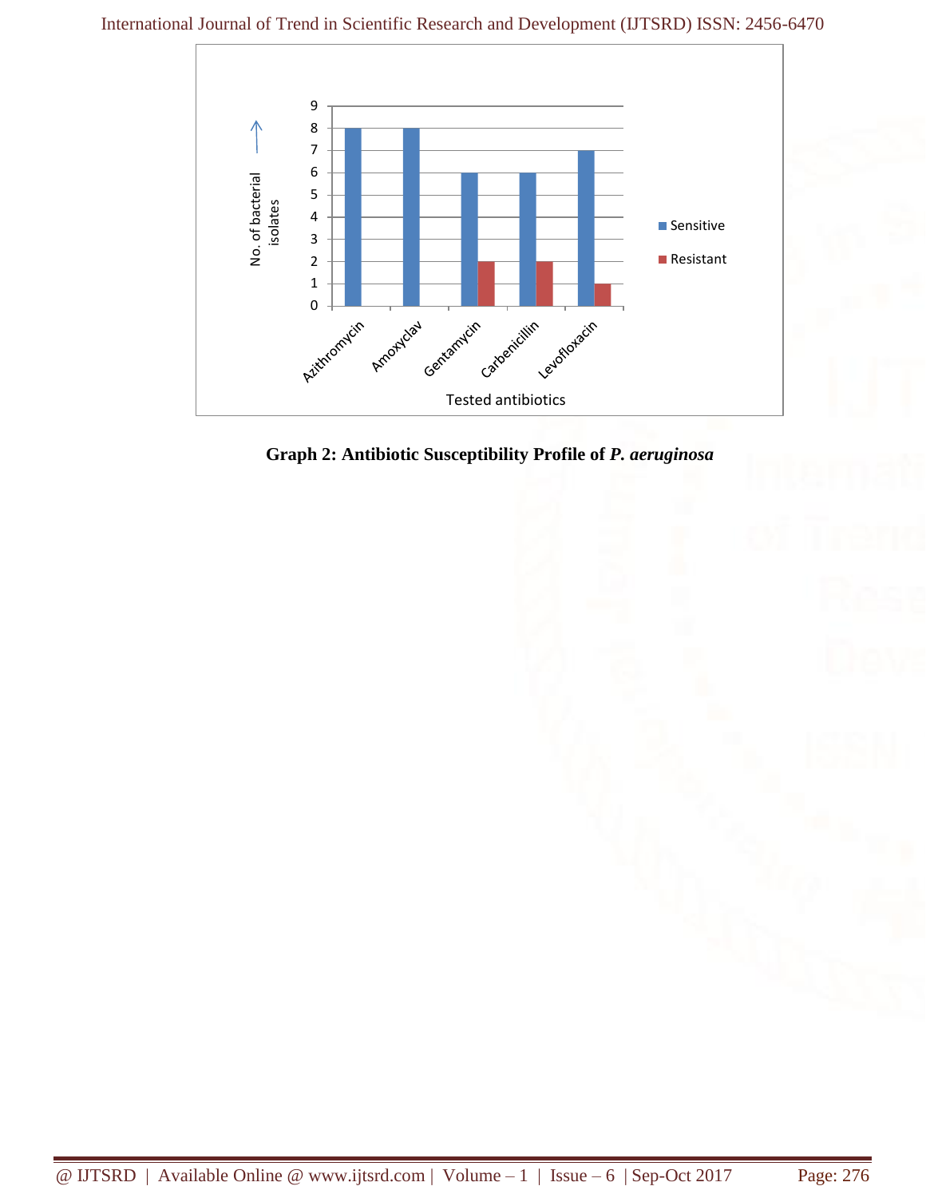9
8
7
6
5
4
3
2
1
0

No. of bacterial isolates

Azithromycin
Amoxyclav
Gentamycin
Carbenicillin
Levofloxacin

Tested antibiotics

Sensitive
Resistant

**Graph 2: Antibiotic Susceptibility Profile of *P. aeruginosa***